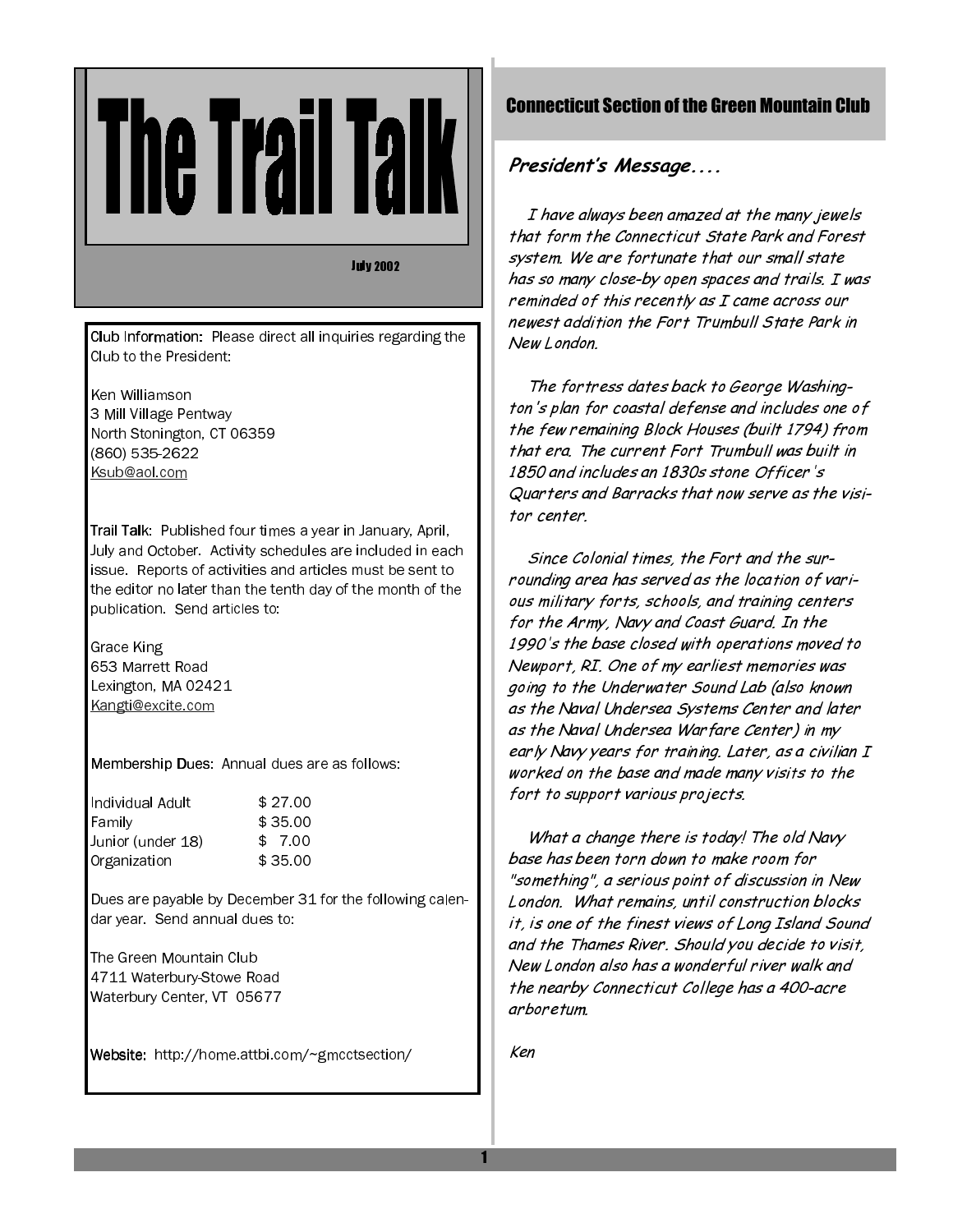# The Trail Talk

July 2002

Club Information: Please direct all inquiries regarding the Club to the President:

Ken Williamson
3 Mill Village Pentway
North Stonington, CT 06359
(860) 535-2622
Ksub@aol.com

Trail Talk: Published four times a year in January, April, July and October. Activity schedules are included in each issue. Reports of activities and articles must be sent to the editor no later than the tenth day of the month of the publication. Send articles to:

Grace King
653 Marrett Road
Lexington, MA 02421
Kangti@excite.com

Membership Dues: Annual dues are as follows:

| | |
|---|---|
| Individual Adult | $ 27.00 |
| Family | $ 35.00 |
| Junior (under 18) | $ 7.00 |
| Organization | $ 35.00 |

Dues are payable by December 31 for the following calendar year. Send annual dues to:

The Green Mountain Club
4711 Waterbury-Stowe Road
Waterbury Center, VT 05677

Website: http://home.attbi.com/~gmcctsection/

## Connecticut Section of the Green Mountain Club

### President's Message....

*I have always been amazed at the many jewels that form the Connecticut State Park and Forest system. We are fortunate that our small state has so many close-by open spaces and trails. I was reminded of this recently as I came across our newest addition the Fort Trumbull State Park in New London.*

*The fortress dates back to George Washington's plan for coastal defense and includes one of the few remaining Block Houses (built 1794) from that era. The current Fort Trumbull was built in 1850 and includes an 1830s stone Officer's Quarters and Barracks that now serve as the visitor center.*

*Since Colonial times, the Fort and the surrounding area has served as the location of various military forts, schools, and training centers for the Army, Navy and Coast Guard. In the 1990's the base closed with operations moved to Newport, RI. One of my earliest memories was going to the Underwater Sound Lab (also known as the Naval Undersea Systems Center and later as the Naval Undersea Warfare Center) in my early Navy years for training. Later, as a civilian I worked on the base and made many visits to the fort to support various projects.*

*What a change there is today! The old Navy base has been torn down to make room for "something", a serious point of discussion in New London. What remains, until construction blocks it, is one of the finest views of Long Island Sound and the Thames River. Should you decide to visit, New London also has a wonderful river walk and the nearby Connecticut College has a 400-acre arboretum.*

*Ken*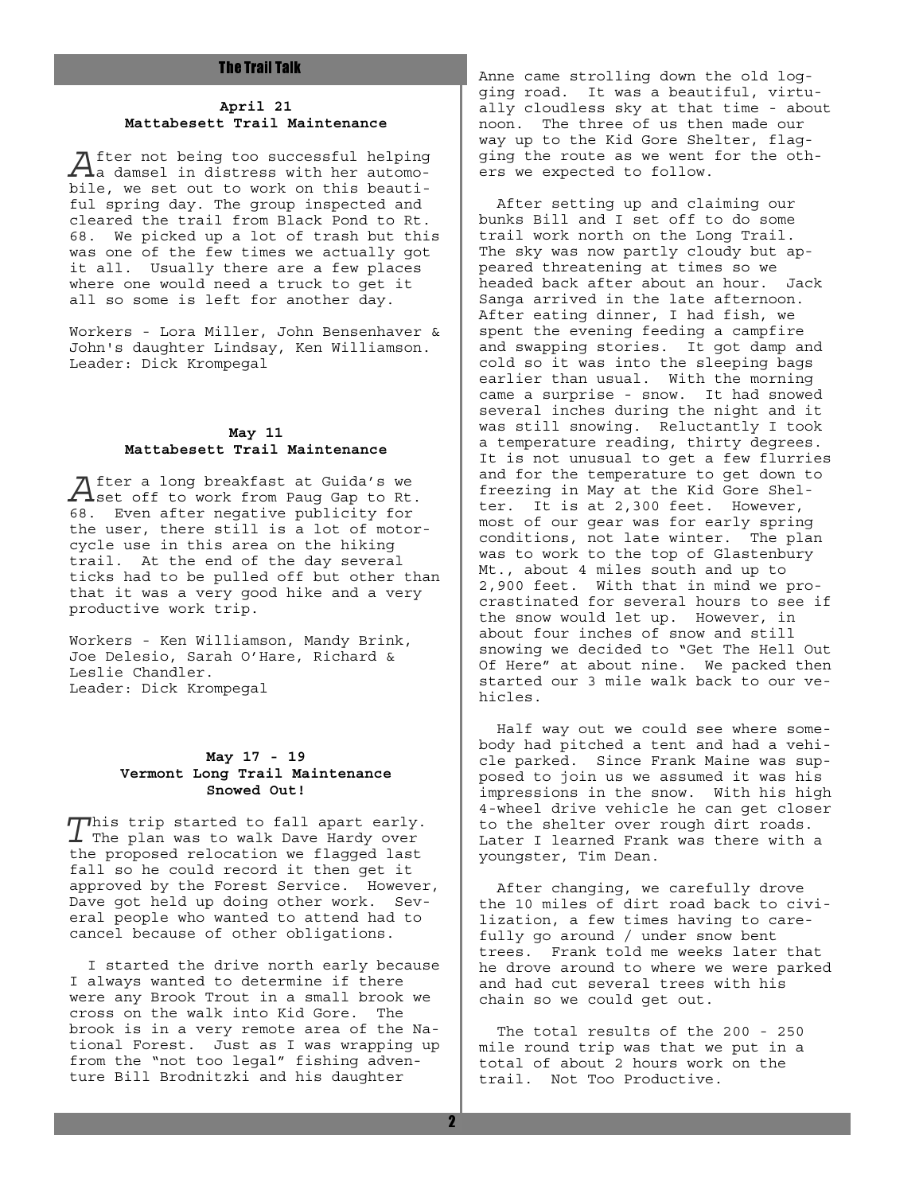## The Trail Talk

### April 21
### Mattabesett Trail Maintenance

After not being too successful helping a damsel in distress with her automobile, we set out to work on this beautiful spring day. The group inspected and cleared the trail from Black Pond to Rt. 68. We picked up a lot of trash but this was one of the few times we actually got it all. Usually there are a few places where one would need a truck to get it all so some is left for another day.

Workers - Lora Miller, John Bensenhaver & John's daughter Lindsay, Ken Williamson.
Leader: Dick Krompegal

### May 11
### Mattabesett Trail Maintenance

After a long breakfast at Guida's we set off to work from Paug Gap to Rt. 68. Even after negative publicity for the user, there still is a lot of motorcycle use in this area on the hiking trail. At the end of the day several ticks had to be pulled off but other than that it was a very good hike and a very productive work trip.

Workers - Ken Williamson, Mandy Brink, Joe Delesio, Sarah O'Hare, Richard & Leslie Chandler.
Leader: Dick Krompegal

### May 17 - 19
### Vermont Long Trail Maintenance
### Snowed Out!

This trip started to fall apart early. The plan was to walk Dave Hardy over the proposed relocation we flagged last fall so he could record it then get it approved by the Forest Service. However, Dave got held up doing other work. Several people who wanted to attend had to cancel because of other obligations.

I started the drive north early because I always wanted to determine if there were any Brook Trout in a small brook we cross on the walk into Kid Gore. The brook is in a very remote area of the National Forest. Just as I was wrapping up from the "not too legal" fishing adventure Bill Brodnitzki and his daughter Anne came strolling down the old logging road. It was a beautiful, virtually cloudless sky at that time - about noon. The three of us then made our way up to the Kid Gore Shelter, flagging the route as we went for the others we expected to follow.

After setting up and claiming our bunks Bill and I set off to do some trail work north on the Long Trail. The sky was now partly cloudy but appeared threatening at times so we headed back after about an hour. Jack Sanga arrived in the late afternoon. After eating dinner, I had fish, we spent the evening feeding a campfire and swapping stories. It got damp and cold so it was into the sleeping bags earlier than usual. With the morning came a surprise - snow. It had snowed several inches during the night and it was still snowing. Reluctantly I took a temperature reading, thirty degrees. It is not unusual to get a few flurries and for the temperature to get down to freezing in May at the Kid Gore Shelter. It is at 2,300 feet. However, most of our gear was for early spring conditions, not late winter. The plan was to work to the top of Glastenbury Mt., about 4 miles south and up to 2,900 feet. With that in mind we procrastinated for several hours to see if the snow would let up. However, in about four inches of snow and still snowing we decided to "Get The Hell Out Of Here" at about nine. We packed then started our 3 mile walk back to our vehicles.

Half way out we could see where somebody had pitched a tent and had a vehicle parked. Since Frank Maine was supposed to join us we assumed it was his impressions in the snow. With his high 4-wheel drive vehicle he can get closer to the shelter over rough dirt roads. Later I learned Frank was there with a youngster, Tim Dean.

After changing, we carefully drove the 10 miles of dirt road back to civilization, a few times having to carefully go around / under snow bent trees. Frank told me weeks later that he drove around to where we were parked and had cut several trees with his chain so we could get out.

The total results of the 200 - 250 mile round trip was that we put in a total of about 2 hours work on the trail. Not Too Productive.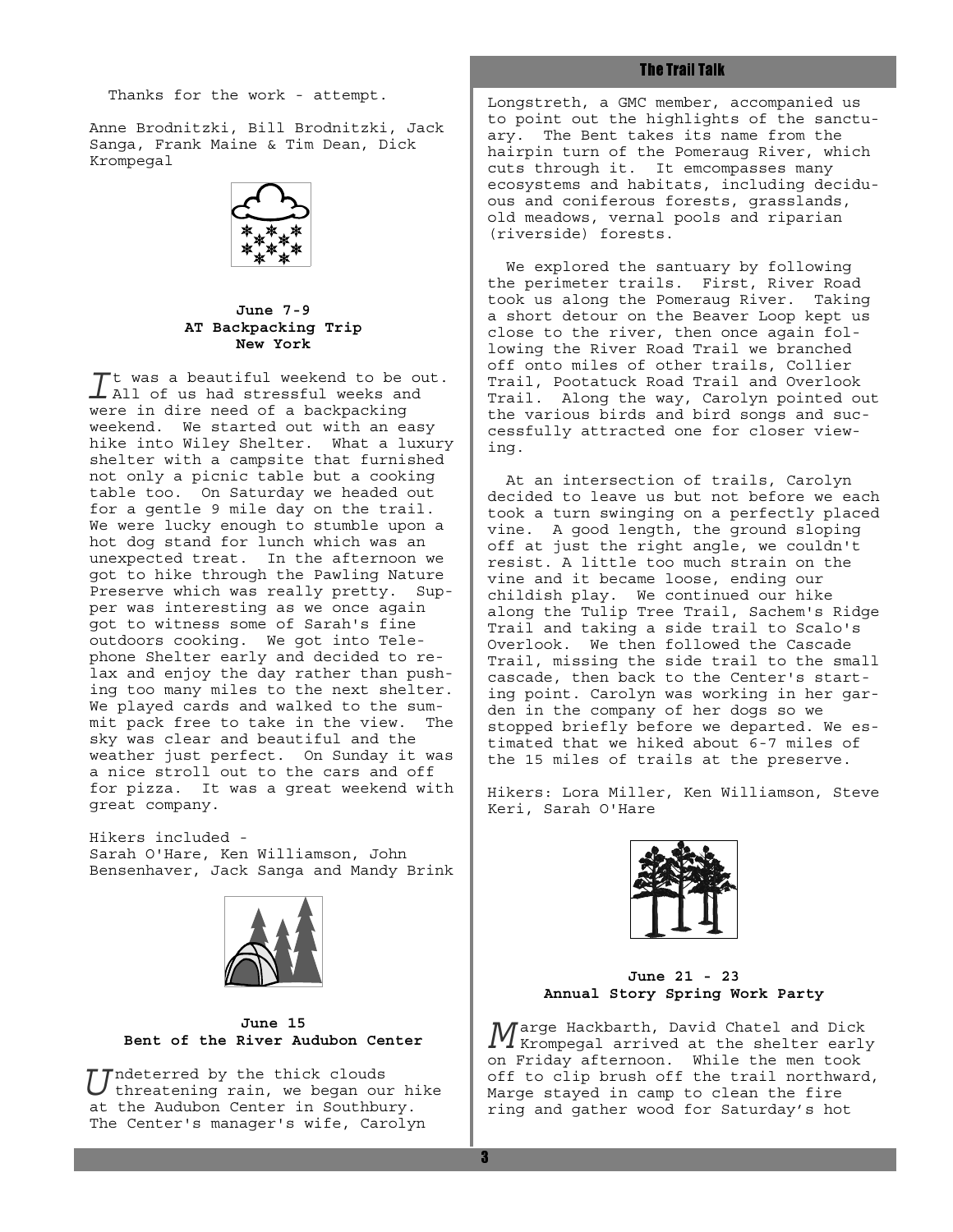Thanks for the work - attempt.

Anne Brodnitzki, Bill Brodnitzki, Jack Sanga, Frank Maine & Tim Dean, Dick Krompegal

**June 7-9**
**AT Backpacking Trip**
**New York**

It was a beautiful weekend to be out. All of us had stressful weeks and were in dire need of a backpacking weekend. We started out with an easy hike into Wiley Shelter. What a luxury shelter with a campsite that furnished not only a picnic table but a cooking table too. On Saturday we headed out for a gentle 9 mile day on the trail. We were lucky enough to stumble upon a hot dog stand for lunch which was an unexpected treat. In the afternoon we got to hike through the Pawling Nature Preserve which was really pretty. Supper was interesting as we once again got to witness some of Sarah's fine outdoors cooking. We got into Telephone Shelter early and decided to relax and enjoy the day rather than pushing too many miles to the next shelter. We played cards and walked to the summit pack free to take in the view. The sky was clear and beautiful and the weather just perfect. On Sunday it was a nice stroll out to the cars and off for pizza. It was a great weekend with great company.

Hikers included -
Sarah O'Hare, Ken Williamson, John Bensenhaver, Jack Sanga and Mandy Brink

**June 15**
**Bent of the River Audubon Center**

Undeterred by the thick clouds threatening rain, we began our hike at the Audubon Center in Southbury. The Center's manager's wife, Carolyn Longstreth, a GMC member, accompanied us to point out the highlights of the sanctuary. The Bent takes its name from the hairpin turn of the Pomeraug River, which cuts through it. It emcompasses many ecosystems and habitats, including deciduous and coniferous forests, grasslands, old meadows, vernal pools and riparian (riverside) forests.

We explored the santuary by following the perimeter trails. First, River Road took us along the Pomeraug River. Taking a short detour on the Beaver Loop kept us close to the river, then once again following the River Road Trail we branched off onto miles of other trails, Collier Trail, Pootatuck Road Trail and Overlook Trail. Along the way, Carolyn pointed out the various birds and bird songs and successfully attracted one for closer viewing.

At an intersection of trails, Carolyn decided to leave us but not before we each took a turn swinging on a perfectly placed vine. A good length, the ground sloping off at just the right angle, we couldn't resist. A little too much strain on the vine and it became loose, ending our childish play. We continued our hike along the Tulip Tree Trail, Sachem's Ridge Trail and taking a side trail to Scalo's Overlook. We then followed the Cascade Trail, missing the side trail to the small cascade, then back to the Center's starting point. Carolyn was working in her garden in the company of her dogs so we stopped briefly before we departed. We estimated that we hiked about 6-7 miles of the 15 miles of trails at the preserve.

Hikers: Lora Miller, Ken Williamson, Steve Keri, Sarah O'Hare

**June 21 - 23**
**Annual Story Spring Work Party**

Marge Hackbarth, David Chatel and Dick Krompegal arrived at the shelter early on Friday afternoon. While the men took off to clip brush off the trail northward, Marge stayed in camp to clean the fire ring and gather wood for Saturday's hot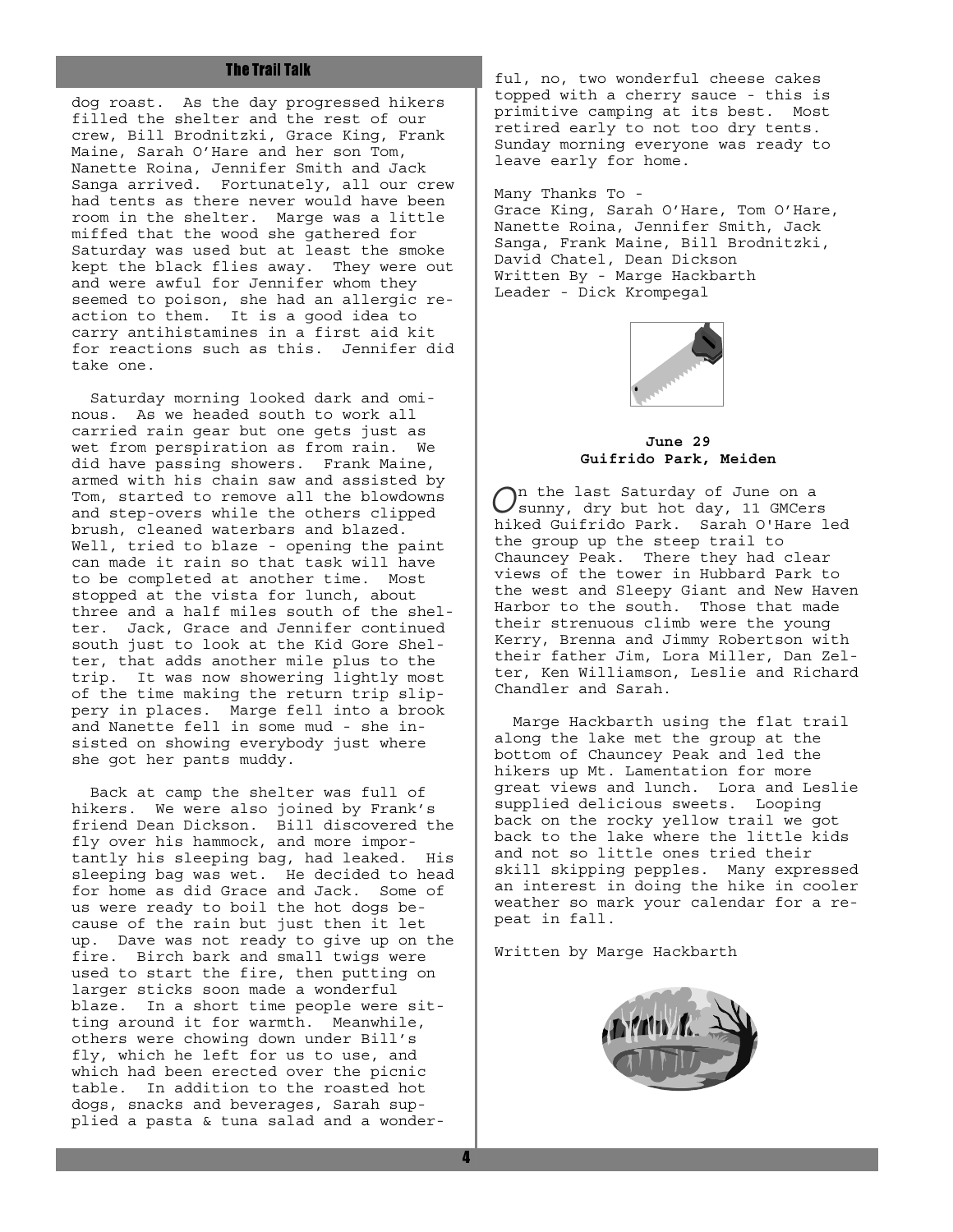dog roast. As the day progressed hikers filled the shelter and the rest of our crew, Bill Brodnitzki, Grace King, Frank Maine, Sarah O'Hare and her son Tom, Nanette Roina, Jennifer Smith and Jack Sanga arrived. Fortunately, all our crew had tents as there never would have been room in the shelter. Marge was a little miffed that the wood she gathered for Saturday was used but at least the smoke kept the black flies away. They were out and were awful for Jennifer whom they seemed to poison, she had an allergic reaction to them. It is a good idea to carry antihistamines in a first aid kit for reactions such as this. Jennifer did take one.

Saturday morning looked dark and ominous. As we headed south to work all carried rain gear but one gets just as wet from perspiration as from rain. We did have passing showers. Frank Maine, armed with his chain saw and assisted by Tom, started to remove all the blowdowns and step-overs while the others clipped brush, cleaned waterbars and blazed. Well, tried to blaze - opening the paint can made it rain so that task will have to be completed at another time. Most stopped at the vista for lunch, about three and a half miles south of the shelter. Jack, Grace and Jennifer continued south just to look at the Kid Gore Shelter, that adds another mile plus to the trip. It was now showering lightly most of the time making the return trip slippery in places. Marge fell into a brook and Nanette fell in some mud - she insisted on showing everybody just where she got her pants muddy.

Back at camp the shelter was full of hikers. We were also joined by Frank's friend Dean Dickson. Bill discovered the fly over his hammock, and more importantly his sleeping bag, had leaked. His sleeping bag was wet. He decided to head for home as did Grace and Jack. Some of us were ready to boil the hot dogs because of the rain but just then it let up. Dave was not ready to give up on the fire. Birch bark and small twigs were used to start the fire, then putting on larger sticks soon made a wonderful blaze. In a short time people were sitting around it for warmth. Meanwhile, others were chowing down under Bill's fly, which he left for us to use, and which had been erected over the picnic table. In addition to the roasted hot dogs, snacks and beverages, Sarah supplied a pasta & tuna salad and a wonderful, no, two wonderful cheese cakes topped with a cherry sauce - this is primitive camping at its best. Most retired early to not too dry tents. Sunday morning everyone was ready to leave early for home.

Many Thanks To -
Grace King, Sarah O'Hare, Tom O'Hare, Nanette Roina, Jennifer Smith, Jack Sanga, Frank Maine, Bill Brodnitzki, David Chatel, Dean Dickson
Written By - Marge Hackbarth
Leader - Dick Krompegal

**June 29**
**Guifrido Park, Meiden**

On the last Saturday of June on a sunny, dry but hot day, 11 GMCers hiked Guifrido Park. Sarah O'Hare led the group up the steep trail to Chauncey Peak. There they had clear views of the tower in Hubbard Park to the west and Sleepy Giant and New Haven Harbor to the south. Those that made their strenuous climb were the young Kerry, Brenna and Jimmy Robertson with their father Jim, Lora Miller, Dan Zelter, Ken Williamson, Leslie and Richard Chandler and Sarah.

Marge Hackbarth using the flat trail along the lake met the group at the bottom of Chauncey Peak and led the hikers up Mt. Lamentation for more great views and lunch. Lora and Leslie supplied delicious sweets. Looping back on the rocky yellow trail we got back to the lake where the little kids and not so little ones tried their skill skipping pepples. Many expressed an interest in doing the hike in cooler weather so mark your calendar for a repeat in fall.

Written by Marge Hackbarth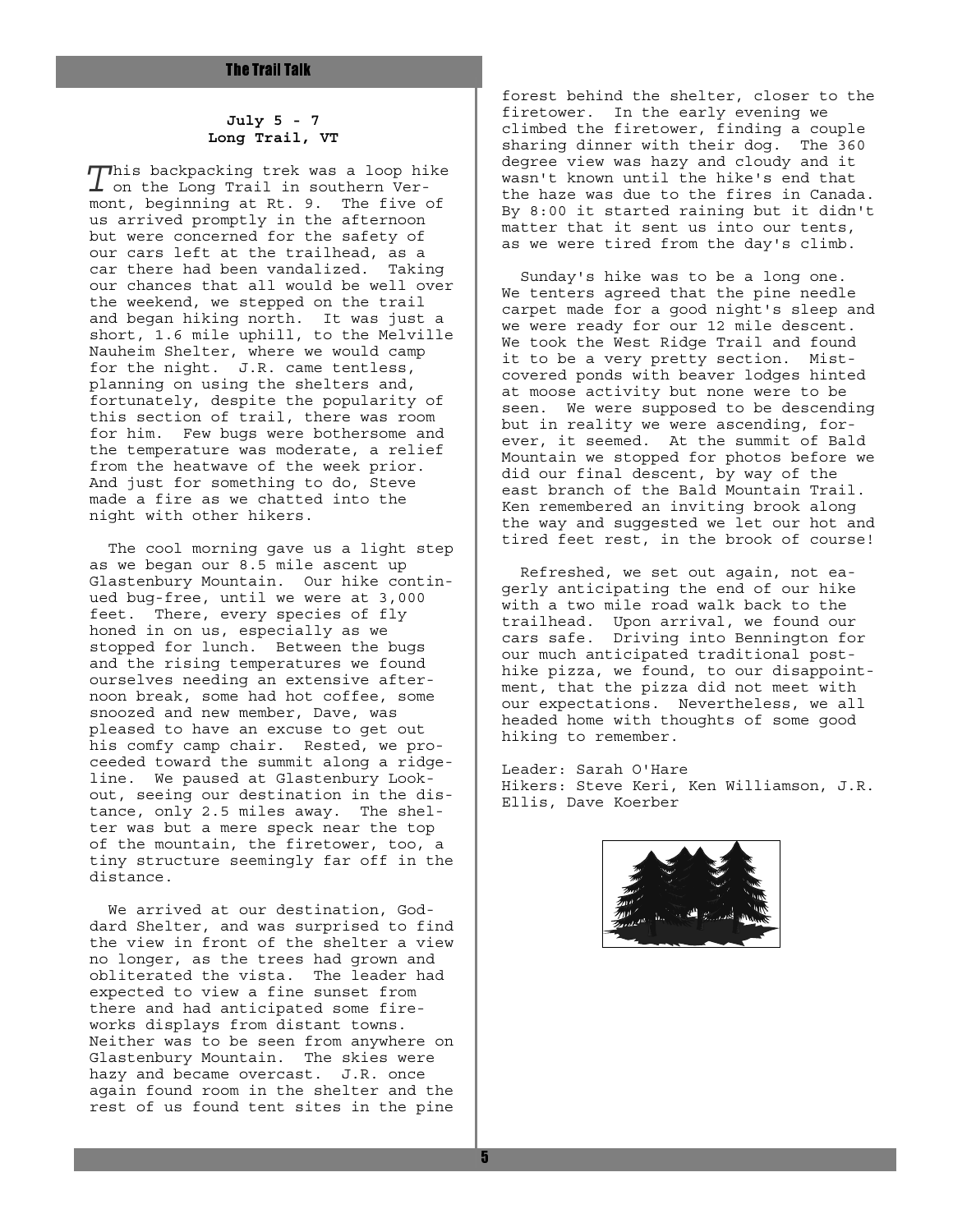**July 5 - 7**
**Long Trail, VT**

This backpacking trek was a loop hike on the Long Trail in southern Vermont, beginning at Rt. 9. The five of us arrived promptly in the afternoon but were concerned for the safety of our cars left at the trailhead, as a car there had been vandalized. Taking our chances that all would be well over the weekend, we stepped on the trail and began hiking north. It was just a short, 1.6 mile uphill, to the Melville Nauheim Shelter, where we would camp for the night. J.R. came tentless, planning on using the shelters and, fortunately, despite the popularity of this section of trail, there was room for him. Few bugs were bothersome and the temperature was moderate, a relief from the heatwave of the week prior. And just for something to do, Steve made a fire as we chatted into the night with other hikers.

The cool morning gave us a light step as we began our 8.5 mile ascent up Glastenbury Mountain. Our hike continued bug-free, until we were at 3,000 feet. There, every species of fly honed in on us, especially as we stopped for lunch. Between the bugs and the rising temperatures we found ourselves needing an extensive afternoon break, some had hot coffee, some snoozed and new member, Dave, was pleased to have an excuse to get out his comfy camp chair. Rested, we proceeded toward the summit along a ridgeline. We paused at Glastenbury Lookout, seeing our destination in the distance, only 2.5 miles away. The shelter was but a mere speck near the top of the mountain, the firetower, too, a tiny structure seemingly far off in the distance.

We arrived at our destination, Goddard Shelter, and was surprised to find the view in front of the shelter a view no longer, as the trees had grown and obliterated the vista. The leader had expected to view a fine sunset from there and had anticipated some fireworks displays from distant towns. Neither was to be seen from anywhere on Glastenbury Mountain. The skies were hazy and became overcast. J.R. once again found room in the shelter and the rest of us found tent sites in the pine forest behind the shelter, closer to the firetower. In the early evening we climbed the firetower, finding a couple sharing dinner with their dog. The 360 degree view was hazy and cloudy and it wasn't known until the hike's end that the haze was due to the fires in Canada. By 8:00 it started raining but it didn't matter that it sent us into our tents, as we were tired from the day's climb.

Sunday's hike was to be a long one. We tenters agreed that the pine needle carpet made for a good night's sleep and we were ready for our 12 mile descent. We took the West Ridge Trail and found it to be a very pretty section. Mist-covered ponds with beaver lodges hinted at moose activity but none were to be seen. We were supposed to be descending but in reality we were ascending, forever, it seemed. At the summit of Bald Mountain we stopped for photos before we did our final descent, by way of the east branch of the Bald Mountain Trail. Ken remembered an inviting brook along the way and suggested we let our hot and tired feet rest, in the brook of course!

Refreshed, we set out again, not eagerly anticipating the end of our hike with a two mile road walk back to the trailhead. Upon arrival, we found our cars safe. Driving into Bennington for our much anticipated traditional post-hike pizza, we found, to our disappointment, that the pizza did not meet with our expectations. Nevertheless, we all headed home with thoughts of some good hiking to remember.

Leader: Sarah O'Hare
Hikers: Steve Keri, Ken Williamson, J.R. Ellis, Dave Koerber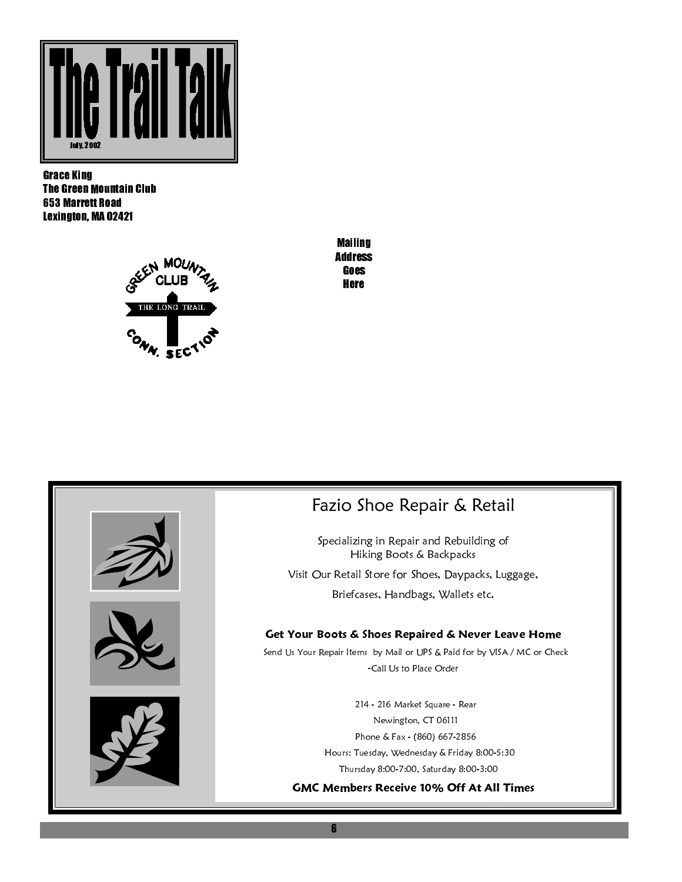# The Trail Talk

July, 2002

**Grace King**
**The Green Mountain Club**
**653 Marrett Road**
**Lexington, MA 02421**

GREEN MOUNTAIN CLUB
THE LONG TRAIL
CONN. SECTION

**Mailing Address Goes Here**

## Fazio Shoe Repair & Retail

Specializing in Repair and Rebuilding of Hiking Boots & Backpacks

Visit Our Retail Store for Shoes, Daypacks, Luggage,

Briefcases, Handbags, Wallets etc.

**Get Your Boots & Shoes Repaired & Never Leave Home**

Send Us Your Repair Items by Mail or UPS & Paid for by VISA / MC or Check

-Call Us to Place Order

214 - 216 Market Square - Rear

Newington, CT 06111

Phone & Fax - (860) 667-2856

Hours: Tuesday, Wednesday & Friday 8:00-5:30

Thursday 8:00-7:00, Saturday 8:00-3:00

**GMC Members Receive 10% Off At All Times**